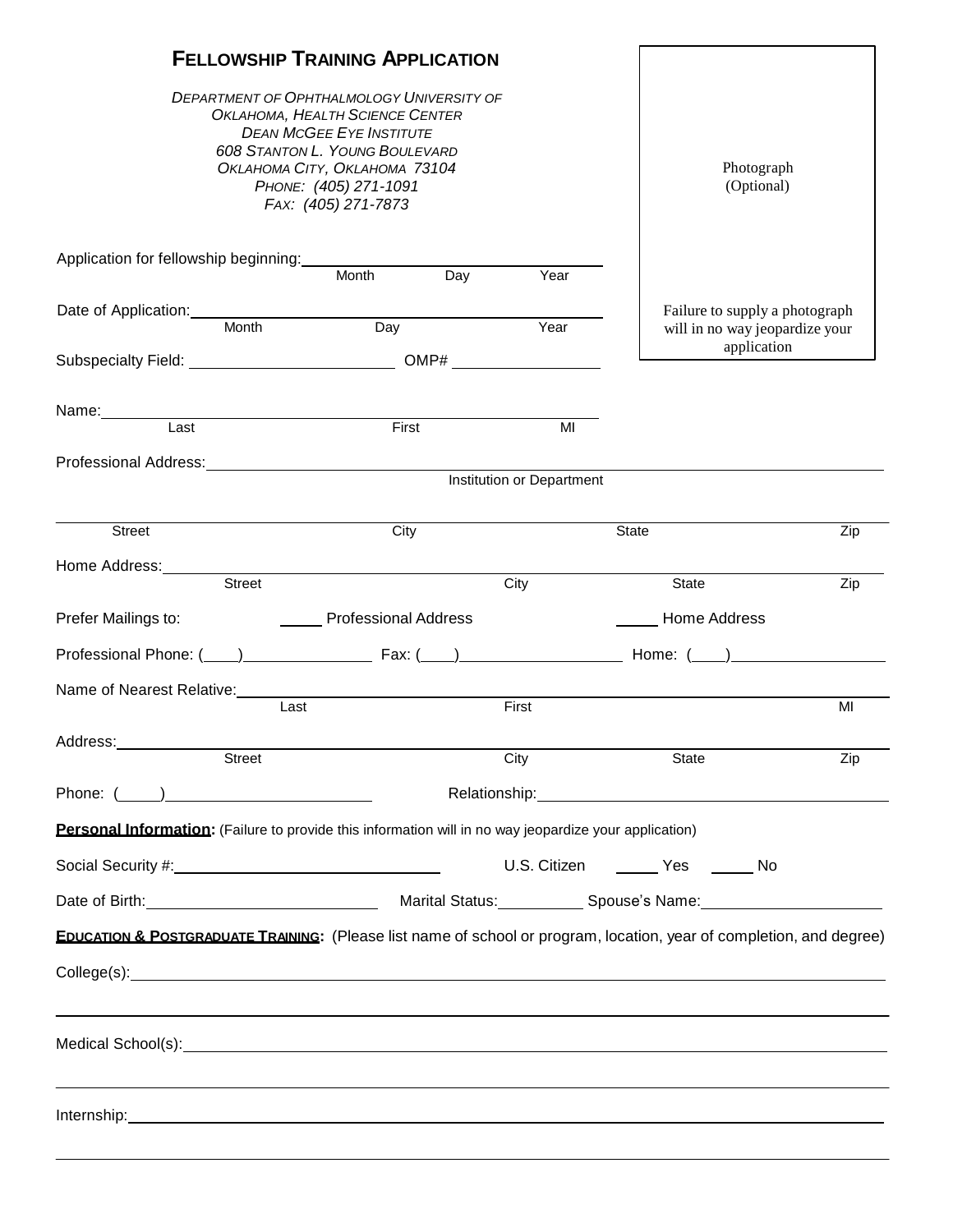# FELLOWSHIP TRAINING APPLICATION

*DEPARTMENT OF OPHTHALMOLOGY UNIVERSITY OF OKLAHOMA, HEALTH SCIENCE CENTER*
*DEAN MCGEE EYE INSTITUTE*
*608 STANTON L. YOUNG BOULEVARD*
*OKLAHOMA CITY, OKLAHOMA 73104*
*PHONE: (405) 271-1091*
*FAX: (405) 271-7873*

Photograph (Optional)

Failure to supply a photograph will in no way jeopardize your application

Application for fellowship beginning: ______________________________
Month Day Year

Date of Application: ______________________________
Month Day Year

Subspecialty Field: ____________________ OMP# ______________

Name: ______________________________
Last First MI

Professional Address: ______________________________
Institution or Department

______________________________
Street City State Zip

Home Address: ______________________________
Street City State Zip

Prefer Mailings to: _____ Professional Address _____ Home Address

Professional Phone: (____) ____________ Fax: (____) ______________ Home: (____) ______________

Name of Nearest Relative: ______________________________
Last First MI

Address: ______________________________
Street City State Zip

Phone: (_____) ____________________ Relationship: ______________________________

**Personal Information:** (Failure to provide this information will in no way jeopardize your application)

Social Security #: ________________________ U.S. Citizen _____ Yes _____ No

Date of Birth: ____________________ Marital Status: __________ Spouse's Name: ________________

**EDUCATION & POSTGRADUATE TRAINING:** (Please list name of school or program, location, year of completion, and degree)

College(s): ______________________________

______________________________

Medical School(s): ______________________________

______________________________

Internship: ______________________________

______________________________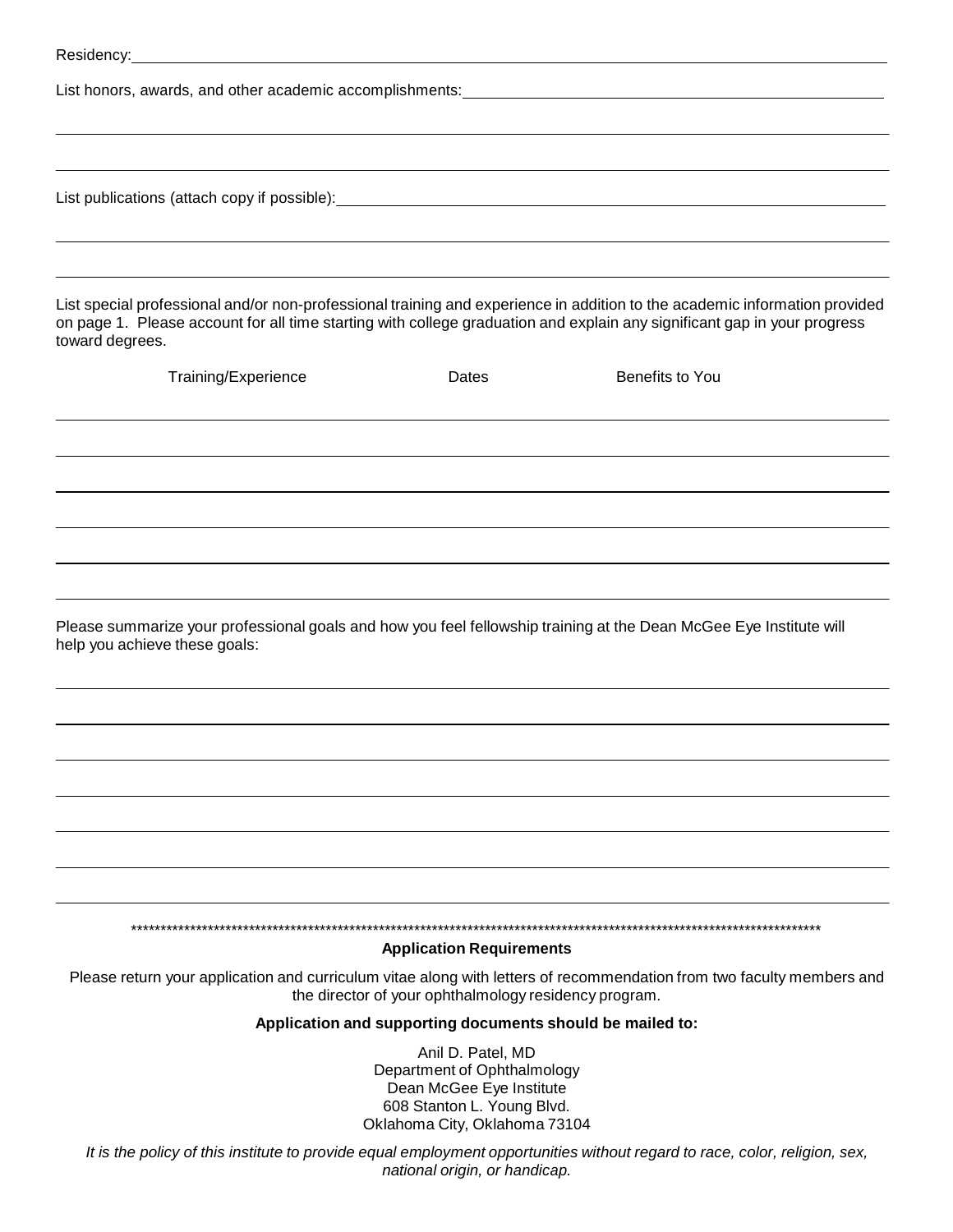Residency: ______________________________________________________________________________

List honors, awards, and other academic accomplishments: ______________________________________

______________________________________________________________________________

______________________________________________________________________________

List publications (attach copy if possible): _____________________________________________

______________________________________________________________________________

______________________________________________________________________________

List special professional and/or non-professional training and experience in addition to the academic information provided on page 1. Please account for all time starting with college graduation and explain any significant gap in your progress toward degrees.

| Training/Experience | Dates | Benefits to You |
|---|---|---|
| | | |
| | | |
| | | |
| | | |
| | | |
| | | |

Please summarize your professional goals and how you feel fellowship training at the Dean McGee Eye Institute will help you achieve these goals:

______________________________________________________________________________

______________________________________________________________________________

______________________________________________________________________________

______________________________________________________________________________

______________________________________________________________________________

______________________________________________________________________________

______________________________________________________________________________

**************************************************************************************************************************

**Application Requirements**

Please return your application and curriculum vitae along with letters of recommendation from two faculty members and the director of your ophthalmology residency program.

**Application and supporting documents should be mailed to:**

Anil D. Patel, MD
Department of Ophthalmology
Dean McGee Eye Institute
608 Stanton L. Young Blvd.
Oklahoma City, Oklahoma 73104

*It is the policy of this institute to provide equal employment opportunities without regard to race, color, religion, sex, national origin, or handicap.*